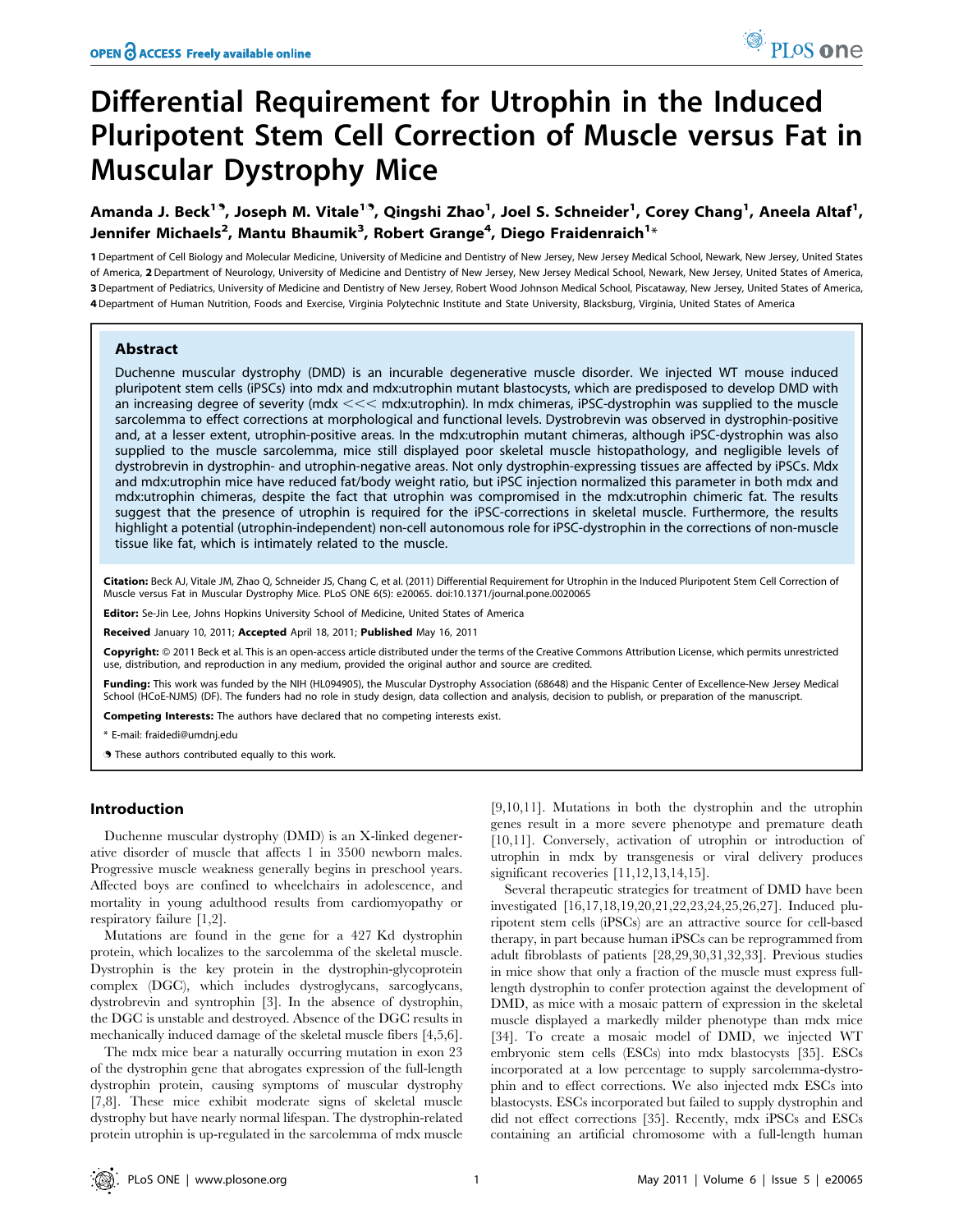# Differential Requirement for Utrophin in the Induced Pluripotent Stem Cell Correction of Muscle versus Fat in Muscular Dystrophy Mice

**Amanda J. Beck[1], Joseph M. Vitale[1], Qingshi Zhao[1], Joel S. Schneider[1], Corey Chang[1], Aneela Altaf[1], Jennifer Michaels[2], Mantu Bhaumik[3], Robert Grange[4], Diego Fraidenraich[1]***

1 Department of Cell Biology and Molecular Medicine, University of Medicine and Dentistry of New Jersey, New Jersey Medical School, Newark, New Jersey, United States of America, 2 Department of Neurology, University of Medicine and Dentistry of New Jersey, New Jersey Medical School, Newark, New Jersey, United States of America, 3 Department of Pediatrics, University of Medicine and Dentistry of New Jersey, Robert Wood Johnson Medical School, Piscataway, New Jersey, United States of America, 4 Department of Human Nutrition, Foods and Exercise, Virginia Polytechnic Institute and State University, Blacksburg, Virginia, United States of America

## Abstract

Duchenne muscular dystrophy (DMD) is an incurable degenerative muscle disorder. We injected WT mouse induced pluripotent stem cells (iPSCs) into mdx and mdx:utrophin mutant blastocysts, which are predisposed to develop DMD with an increasing degree of severity (mdx <<< mdx:utrophin). In mdx chimeras, iPSC-dystrophin was supplied to the muscle sarcolemma to effect corrections at morphological and functional levels. Dystrobrevin was observed in dystrophin-positive and, at a lesser extent, utrophin-positive areas. In the mdx:utrophin mutant chimeras, although iPSC-dystrophin was also supplied to the muscle sarcolemma, mice still displayed poor skeletal muscle histopathology, and negligible levels of dystrobrevin in dystrophin- and utrophin-negative areas. Not only dystrophin-expressing tissues are affected by iPSCs. Mdx and mdx:utrophin mice have reduced fat/body weight ratio, but iPSC injection normalized this parameter in both mdx and mdx:utrophin chimeras, despite the fact that utrophin was compromised in the mdx:utrophin chimeric fat. The results suggest that the presence of utrophin is required for the iPSC-corrections in skeletal muscle. Furthermore, the results highlight a potential (utrophin-independent) non-cell autonomous role for iPSC-dystrophin in the corrections of non-muscle tissue like fat, which is intimately related to the muscle.

**Citation:** Beck AJ, Vitale JM, Zhao Q, Schneider JS, Chang C, et al. (2011) Differential Requirement for Utrophin in the Induced Pluripotent Stem Cell Correction of Muscle versus Fat in Muscular Dystrophy Mice. PLoS ONE 6(5): e20065. doi:10.1371/journal.pone.0020065

**Editor:** Se-Jin Lee, Johns Hopkins University School of Medicine, United States of America

**Received** January 10, 2011; **Accepted** April 18, 2011; **Published** May 16, 2011

**Copyright:** © 2011 Beck et al. This is an open-access article distributed under the terms of the Creative Commons Attribution License, which permits unrestricted use, distribution, and reproduction in any medium, provided the original author and source are credited.

**Funding:** This work was funded by the NIH (HL094905), the Muscular Dystrophy Association (68648) and the Hispanic Center of Excellence-New Jersey Medical School (HCoE-NJMS) (DF). The funders had no role in study design, data collection and analysis, decision to publish, or preparation of the manuscript.

**Competing Interests:** The authors have declared that no competing interests exist.

* E-mail: fraidedi@umdnj.edu

These authors contributed equally to this work.

## Introduction

Duchenne muscular dystrophy (DMD) is an X-linked degenerative disorder of muscle that affects 1 in 3500 newborn males. Progressive muscle weakness generally begins in preschool years. Affected boys are confined to wheelchairs in adolescence, and mortality in young adulthood results from cardiomyopathy or respiratory failure [1,2].

Mutations are found in the gene for a 427 Kd dystrophin protein, which localizes to the sarcolemma of the skeletal muscle. Dystrophin is the key protein in the dystrophin-glycoprotein complex (DGC), which includes dystroglycans, sarcoglycans, dystrobrevin and syntrophin [3]. In the absence of dystrophin, the DGC is unstable and destroyed. Absence of the DGC results in mechanically induced damage of the skeletal muscle fibers [4,5,6].

The mdx mice bear a naturally occurring mutation in exon 23 of the dystrophin gene that abrogates expression of the full-length dystrophin protein, causing symptoms of muscular dystrophy [7,8]. These mice exhibit moderate signs of skeletal muscle dystrophy but have nearly normal lifespan. The dystrophin-related protein utrophin is up-regulated in the sarcolemma of mdx muscle [9,10,11]. Mutations in both the dystrophin and the utrophin genes result in a more severe phenotype and premature death [10,11]. Conversely, activation of utrophin or introduction of utrophin in mdx by transgenesis or viral delivery produces significant recoveries [11,12,13,14,15].

Several therapeutic strategies for treatment of DMD have been investigated [16,17,18,19,20,21,22,23,24,25,26,27]. Induced pluripotent stem cells (iPSCs) are an attractive source for cell-based therapy, in part because human iPSCs can be reprogrammed from adult fibroblasts of patients [28,29,30,31,32,33]. Previous studies in mice show that only a fraction of the muscle must express full-length dystrophin to confer protection against the development of DMD, as mice with a mosaic pattern of expression in the skeletal muscle displayed a markedly milder phenotype than mdx mice [34]. To create a mosaic model of DMD, we injected WT embryonic stem cells (ESCs) into mdx blastocysts [35]. ESCs incorporated at a low percentage to supply sarcolemma-dystrophin and to effect corrections. We also injected mdx ESCs into blastocysts. ESCs incorporated but failed to supply dystrophin and did not effect corrections [35]. Recently, mdx iPSCs and ESCs containing an artificial chromosome with a full-length human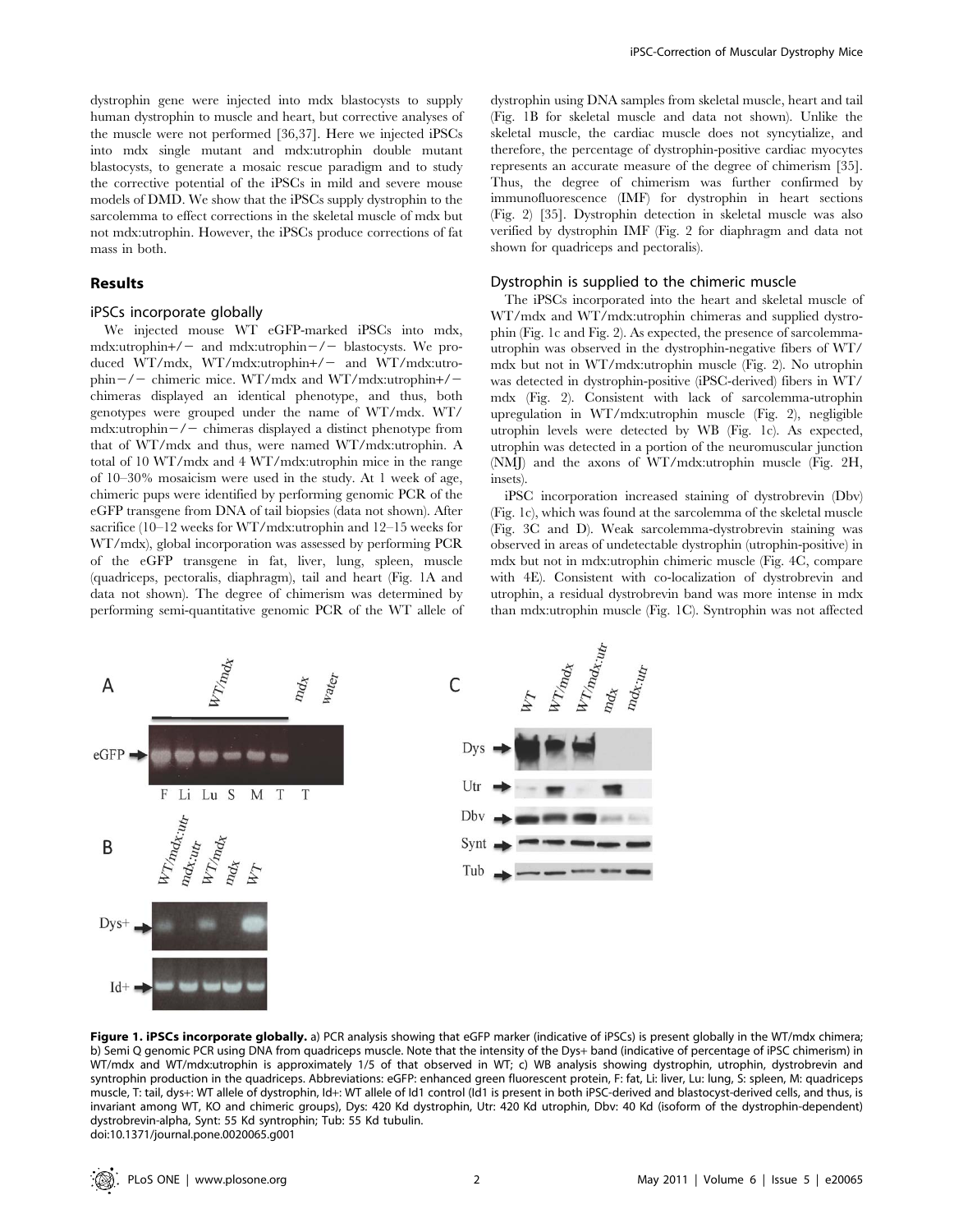dystrophin gene were injected into mdx blastocysts to supply human dystrophin to muscle and heart, but corrective analyses of the muscle were not performed [36,37]. Here we injected iPSCs into mdx single mutant and mdx:utrophin double mutant blastocysts, to generate a mosaic rescue paradigm and to study the corrective potential of the iPSCs in mild and severe mouse models of DMD. We show that the iPSCs supply dystrophin to the sarcolemma to effect corrections in the skeletal muscle of mdx but not mdx:utrophin. However, the iPSCs produce corrections of fat mass in both.

## Results

### iPSCs incorporate globally

We injected mouse WT eGFP-marked iPSCs into mdx, mdx:utrophin+/− and mdx:utrophin−/− blastocysts. We produced WT/mdx, WT/mdx:utrophin+/− and WT/mdx:utrophin−/− chimeric mice. WT/mdx and WT/mdx:utrophin+/− chimeras displayed an identical phenotype, and thus, both genotypes were grouped under the name of WT/mdx. WT/mdx:utrophin−/− chimeras displayed a distinct phenotype from that of WT/mdx and thus, were named WT/mdx:utrophin. A total of 10 WT/mdx and 4 WT/mdx:utrophin mice in the range of 10–30% mosaicism were used in the study. At 1 week of age, chimeric pups were identified by performing genomic PCR of the eGFP transgene from DNA of tail biopsies (data not shown). After sacrifice (10–12 weeks for WT/mdx:utrophin and 12–15 weeks for WT/mdx), global incorporation was assessed by performing PCR of the eGFP transgene in fat, liver, lung, spleen, muscle (quadriceps, pectoralis, diaphragm), tail and heart (Fig. 1A and data not shown). The degree of chimerism was determined by performing semi-quantitative genomic PCR of the WT allele of dystrophin using DNA samples from skeletal muscle, heart and tail (Fig. 1B for skeletal muscle and data not shown). Unlike the skeletal muscle, the cardiac muscle does not syncytialize, and therefore, the percentage of dystrophin-positive cardiac myocytes represents an accurate measure of the degree of chimerism [35]. Thus, the degree of chimerism was further confirmed by immunofluorescence (IMF) for dystrophin in heart sections (Fig. 2) [35]. Dystrophin detection in skeletal muscle was also verified by dystrophin IMF (Fig. 2 for diaphragm and data not shown for quadriceps and pectoralis).

### Dystrophin is supplied to the chimeric muscle

The iPSCs incorporated into the heart and skeletal muscle of WT/mdx and WT/mdx:utrophin chimeras and supplied dystrophin (Fig. 1c and Fig. 2). As expected, the presence of sarcolemma-utrophin was observed in the dystrophin-negative fibers of WT/mdx but not in WT/mdx:utrophin muscle (Fig. 2). No utrophin was detected in dystrophin-positive (iPSC-derived) fibers in WT/mdx (Fig. 2). Consistent with lack of sarcolemma-utrophin upregulation in WT/mdx:utrophin muscle (Fig. 2), negligible utrophin levels were detected by WB (Fig. 1c). As expected, utrophin was detected in a portion of the neuromuscular junction (NMJ) and the axons of WT/mdx:utrophin muscle (Fig. 2H, insets).

iPSC incorporation increased staining of dystrobrevin (Dbv) (Fig. 1c), which was found at the sarcolemma of the skeletal muscle (Fig. 3C and D). Weak sarcolemma-dystrobrevin staining was observed in areas of undetectable dystrophin (utrophin-positive) in mdx but not in mdx:utrophin chimeric muscle (Fig. 4C, compare with 4E). Consistent with co-localization of dystrobrevin and utrophin, a residual dystrobrevin band was more intense in mdx than mdx:utrophin muscle (Fig. 1C). Syntrophin was not affected

**Figure 1. iPSCs incorporate globally.** a) PCR analysis showing that eGFP marker (indicative of iPSCs) is present globally in the WT/mdx chimera; b) Semi Q genomic PCR using DNA from quadriceps muscle. Note that the intensity of the Dys+ band (indicative of percentage of iPSC chimerism) in WT/mdx and WT/mdx:utrophin is approximately 1/5 of that observed in WT; c) WB analysis showing dystrophin, utrophin, dystrobrevin and syntrophin production in the quadriceps. Abbreviations: eGFP: enhanced green fluorescent protein, F: fat, Li: liver, Lu: lung, S: spleen, M: quadriceps muscle, T: tail, dys+: WT allele of dystrophin, Id+: WT allele of Id1 control (Id1 is present in both iPSC-derived and blastocyst-derived cells, and thus, is invariant among WT, KO and chimeric groups), Dys: 420 Kd dystrophin, Utr: 420 Kd utrophin, Dbv: 40 Kd (isoform of the dystrophin-dependent) dystrobrevin-alpha, Synt: 55 Kd syntrophin; Tub: 55 Kd tubulin.
doi:10.1371/journal.pone.0020065.g001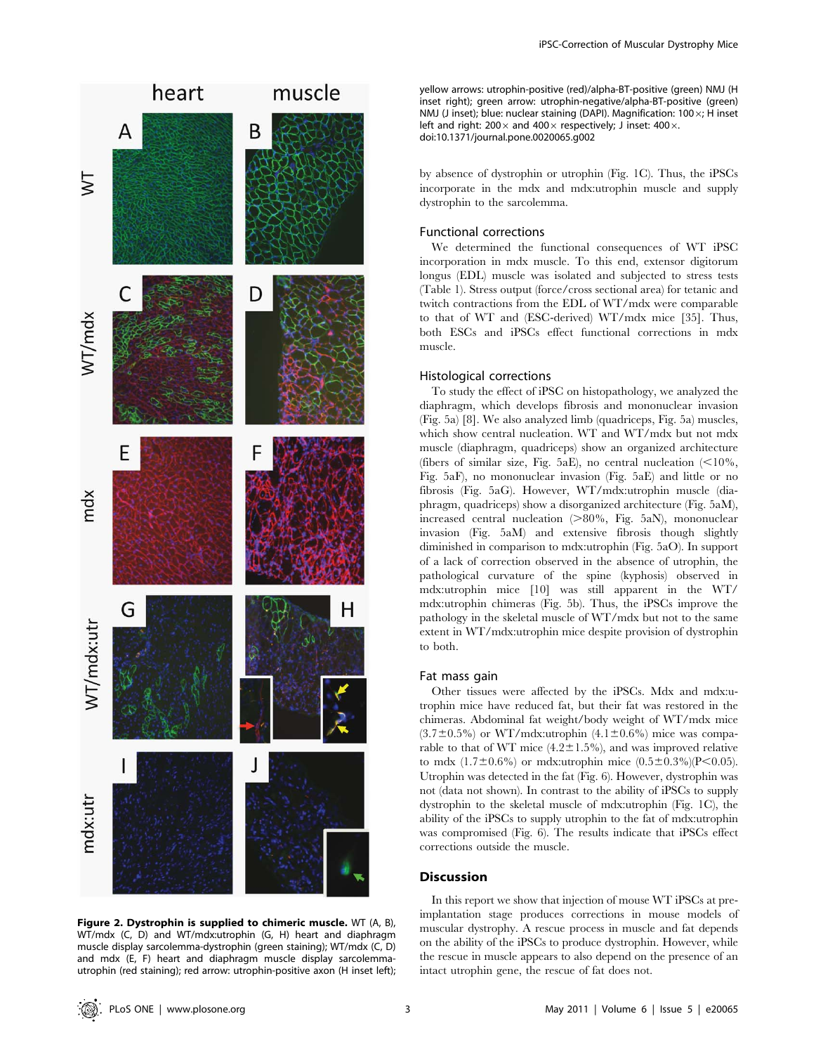**Figure 2. Dystrophin is supplied to chimeric muscle.** WT (A, B), WT/mdx (C, D) and WT/mdx:utrophin (G, H) heart and diaphragm muscle display sarcolemma-dystrophin (green staining); WT/mdx (C, D) and mdx (E, F) heart and diaphragm muscle display sarcolemma-utrophin (red staining); red arrow: utrophin-positive axon (H inset left); yellow arrows: utrophin-positive (red)/alpha-BT-positive (green) NMJ (H inset right); green arrow: utrophin-negative/alpha-BT-positive (green) NMJ (J inset); blue: nuclear staining (DAPI). Magnification: 100×; H inset left and right: 200× and 400× respectively; J inset: 400×.
doi:10.1371/journal.pone.0020065.g002

by absence of dystrophin or utrophin (Fig. 1C). Thus, the iPSCs incorporate in the mdx and mdx:utrophin muscle and supply dystrophin to the sarcolemma.

## Functional corrections

We determined the functional consequences of WT iPSC incorporation in mdx muscle. To this end, extensor digitorum longus (EDL) muscle was isolated and subjected to stress tests (Table 1). Stress output (force/cross sectional area) for tetanic and twitch contractions from the EDL of WT/mdx were comparable to that of WT and (ESC-derived) WT/mdx mice [35]. Thus, both ESCs and iPSCs effect functional corrections in mdx muscle.

## Histological corrections

To study the effect of iPSC on histopathology, we analyzed the diaphragm, which develops fibrosis and mononuclear invasion (Fig. 5a) [8]. We also analyzed limb (quadriceps, Fig. 5a) muscles, which show central nucleation. WT and WT/mdx but not mdx muscle (diaphragm, quadriceps) show an organized architecture (fibers of similar size, Fig. 5aE), no central nucleation (<10%, Fig. 5aF), no mononuclear invasion (Fig. 5aE) and little or no fibrosis (Fig. 5aG). However, WT/mdx:utrophin muscle (diaphragm, quadriceps) show a disorganized architecture (Fig. 5aM), increased central nucleation (>80%, Fig. 5aN), mononuclear invasion (Fig. 5aM) and extensive fibrosis though slightly diminished in comparison to mdx:utrophin (Fig. 5aO). In support of a lack of correction observed in the absence of utrophin, the pathological curvature of the spine (kyphosis) observed in mdx:utrophin mice [10] was still apparent in the WT/mdx:utrophin chimeras (Fig. 5b). Thus, the iPSCs improve the pathology in the skeletal muscle of WT/mdx but not to the same extent in WT/mdx:utrophin mice despite provision of dystrophin to both.

## Fat mass gain

Other tissues were affected by the iPSCs. Mdx and mdx:utrophin mice have reduced fat, but their fat was restored in the chimeras. Abdominal fat weight/body weight of WT/mdx mice (3.7±0.5%) or WT/mdx:utrophin (4.1±0.6%) mice was comparable to that of WT mice (4.2±1.5%), and was improved relative to mdx (1.7±0.6%) or mdx:utrophin mice (0.5±0.3%)($P<0.05$). Utrophin was detected in the fat (Fig. 6). However, dystrophin was not (data not shown). In contrast to the ability of iPSCs to supply dystrophin to the skeletal muscle of mdx:utrophin (Fig. 1C), the ability of the iPSCs to supply utrophin to the fat of mdx:utrophin was compromised (Fig. 6). The results indicate that iPSCs effect corrections outside the muscle.

# Discussion

In this report we show that injection of mouse WT iPSCs at pre-implantation stage produces corrections in mouse models of muscular dystrophy. A rescue process in muscle and fat depends on the ability of the iPSCs to produce dystrophin. However, while the rescue in muscle appears to also depend on the presence of an intact utrophin gene, the rescue of fat does not.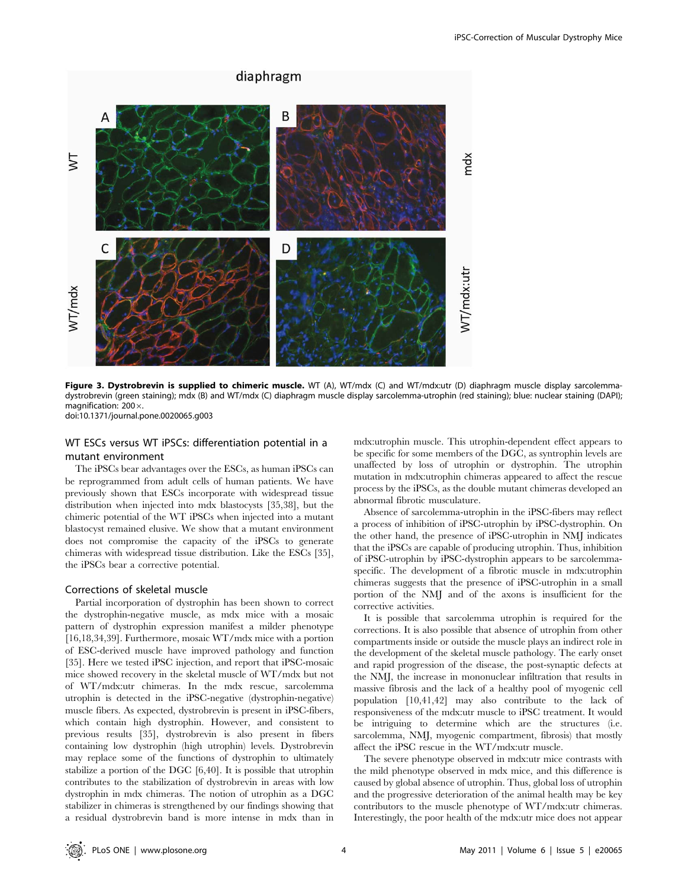**Figure 3. Dystrobrevin is supplied to chimeric muscle.** WT (A), WT/mdx (C) and WT/mdx:utr (D) diaphragm muscle display sarcolemma-dystrobrevin (green staining); mdx (B) and WT/mdx (C) diaphragm muscle display sarcolemma-utrophin (red staining); blue: nuclear staining (DAPI); magnification: 200×.
doi:10.1371/journal.pone.0020065.g003

### WT ESCs versus WT iPSCs: differentiation potential in a mutant environment

The iPSCs bear advantages over the ESCs, as human iPSCs can be reprogrammed from adult cells of human patients. We have previously shown that ESCs incorporate with widespread tissue distribution when injected into mdx blastocysts [35,38], but the chimeric potential of the WT iPSCs when injected into a mutant blastocyst remained elusive. We show that a mutant environment does not compromise the capacity of the iPSCs to generate chimeras with widespread tissue distribution. Like the ESCs [35], the iPSCs bear a corrective potential.

### Corrections of skeletal muscle

Partial incorporation of dystrophin has been shown to correct the dystrophin-negative muscle, as mdx mice with a mosaic pattern of dystrophin expression manifest a milder phenotype [16,18,34,39]. Furthermore, mosaic WT/mdx mice with a portion of ESC-derived muscle have improved pathology and function [35]. Here we tested iPSC injection, and report that iPSC-mosaic mice showed recovery in the skeletal muscle of WT/mdx but not of WT/mdx:utr chimeras. In the mdx rescue, sarcolemma utrophin is detected in the iPSC-negative (dystrophin-negative) muscle fibers. As expected, dystrobrevin is present in iPSC-fibers, which contain high dystrophin. However, and consistent to previous results [35], dystrobrevin is also present in fibers containing low dystrophin (high utrophin) levels. Dystrobrevin may replace some of the functions of dystrophin to ultimately stabilize a portion of the DGC [6,40]. It is possible that utrophin contributes to the stabilization of dystrobrevin in areas with low dystrophin in mdx chimeras. The notion of utrophin as a DGC stabilizer in chimeras is strengthened by our findings showing that a residual dystrobrevin band is more intense in mdx than in mdx:utrophin muscle. This utrophin-dependent effect appears to be specific for some members of the DGC, as syntrophin levels are unaffected by loss of utrophin or dystrophin. The utrophin mutation in mdx:utrophin chimeras appeared to affect the rescue process by the iPSCs, as the double mutant chimeras developed an abnormal fibrotic musculature.

Absence of sarcolemma-utrophin in the iPSC-fibers may reflect a process of inhibition of iPSC-utrophin by iPSC-dystrophin. On the other hand, the presence of iPSC-utrophin in NMJ indicates that the iPSCs are capable of producing utrophin. Thus, inhibition of iPSC-utrophin by iPSC-dystrophin appears to be sarcolemma-specific. The development of a fibrotic muscle in mdx:utrophin chimeras suggests that the presence of iPSC-utrophin in a small portion of the NMJ and of the axons is insufficient for the corrective activities.

It is possible that sarcolemma utrophin is required for the corrections. It is also possible that absence of utrophin from other compartments inside or outside the muscle plays an indirect role in the development of the skeletal muscle pathology. The early onset and rapid progression of the disease, the post-synaptic defects at the NMJ, the increase in mononuclear infiltration that results in massive fibrosis and the lack of a healthy pool of myogenic cell population [10,41,42] may also contribute to the lack of responsiveness of the mdx:utr muscle to iPSC treatment. It would be intriguing to determine which are the structures (i.e. sarcolemma, NMJ, myogenic compartment, fibrosis) that mostly affect the iPSC rescue in the WT/mdx:utr muscle.

The severe phenotype observed in mdx:utr mice contrasts with the mild phenotype observed in mdx mice, and this difference is caused by global absence of utrophin. Thus, global loss of utrophin and the progressive deterioration of the animal health may be key contributors to the muscle phenotype of WT/mdx:utr chimeras. Interestingly, the poor health of the mdx:utr mice does not appear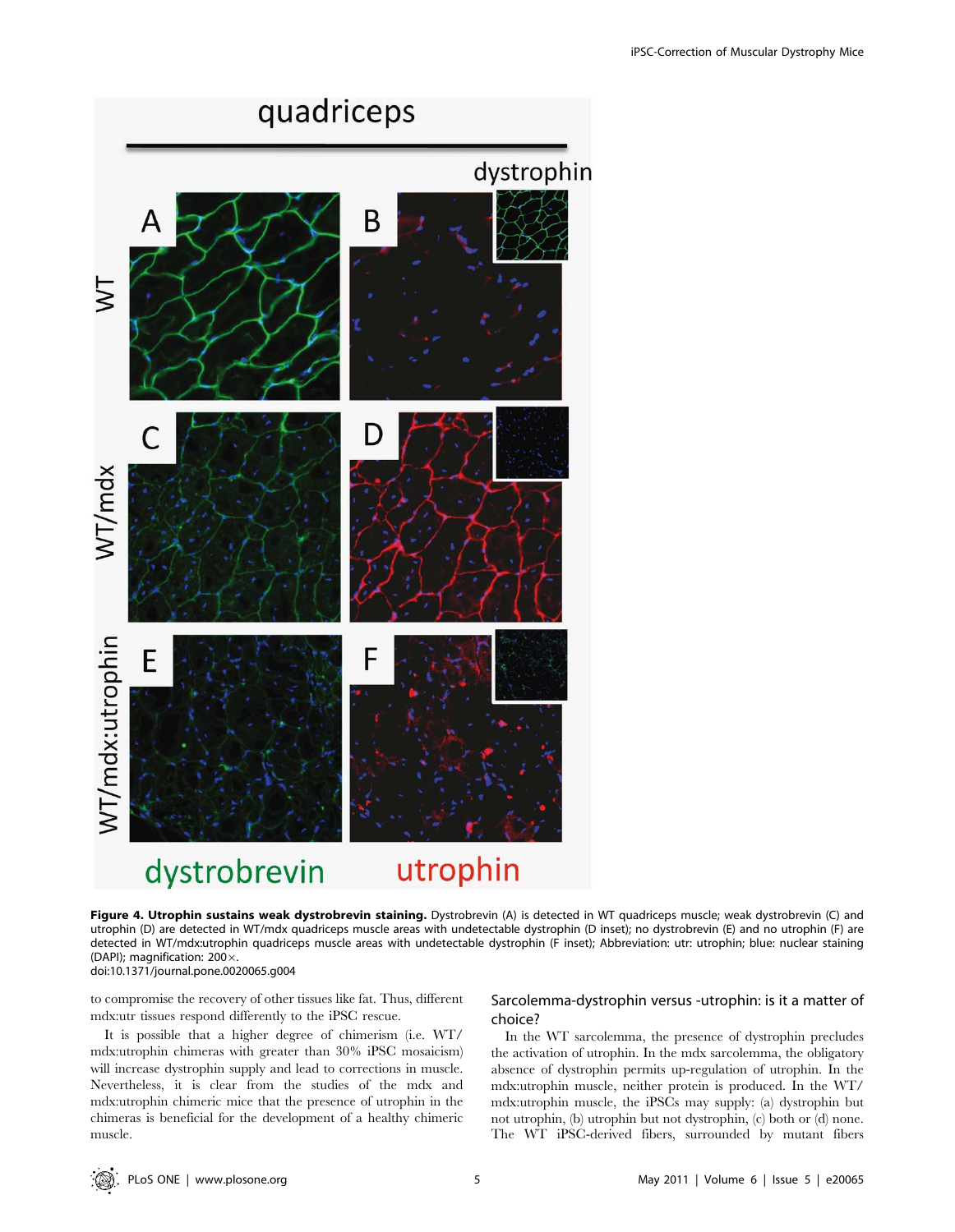**Figure 4. Utrophin sustains weak dystrobrevin staining.** Dystrobrevin (A) is detected in WT quadriceps muscle; weak dystrobrevin (C) and utrophin (D) are detected in WT/mdx quadriceps muscle areas with undetectable dystrophin (D inset); no dystrobrevin (E) and no utrophin (F) are detected in WT/mdx:utrophin quadriceps muscle areas with undetectable dystrophin (F inset); Abbreviation: utr: utrophin; blue: nuclear staining (DAPI); magnification: 200×.
doi:10.1371/journal.pone.0020065.g004

to compromise the recovery of other tissues like fat. Thus, different mdx:utr tissues respond differently to the iPSC rescue.

It is possible that a higher degree of chimerism (i.e. WT/mdx:utrophin chimeras with greater than 30% iPSC mosaicism) will increase dystrophin supply and lead to corrections in muscle. Nevertheless, it is clear from the studies of the mdx and mdx:utrophin chimeric mice that the presence of utrophin in the chimeras is beneficial for the development of a healthy chimeric muscle.

## Sarcolemma-dystrophin versus -utrophin: is it a matter of choice?

In the WT sarcolemma, the presence of dystrophin precludes the activation of utrophin. In the mdx sarcolemma, the obligatory absence of dystrophin permits up-regulation of utrophin. In the mdx:utrophin muscle, neither protein is produced. In the WT/mdx:utrophin muscle, the iPSCs may supply: (a) dystrophin but not utrophin, (b) utrophin but not dystrophin, (c) both or (d) none. The WT iPSC-derived fibers, surrounded by mutant fibers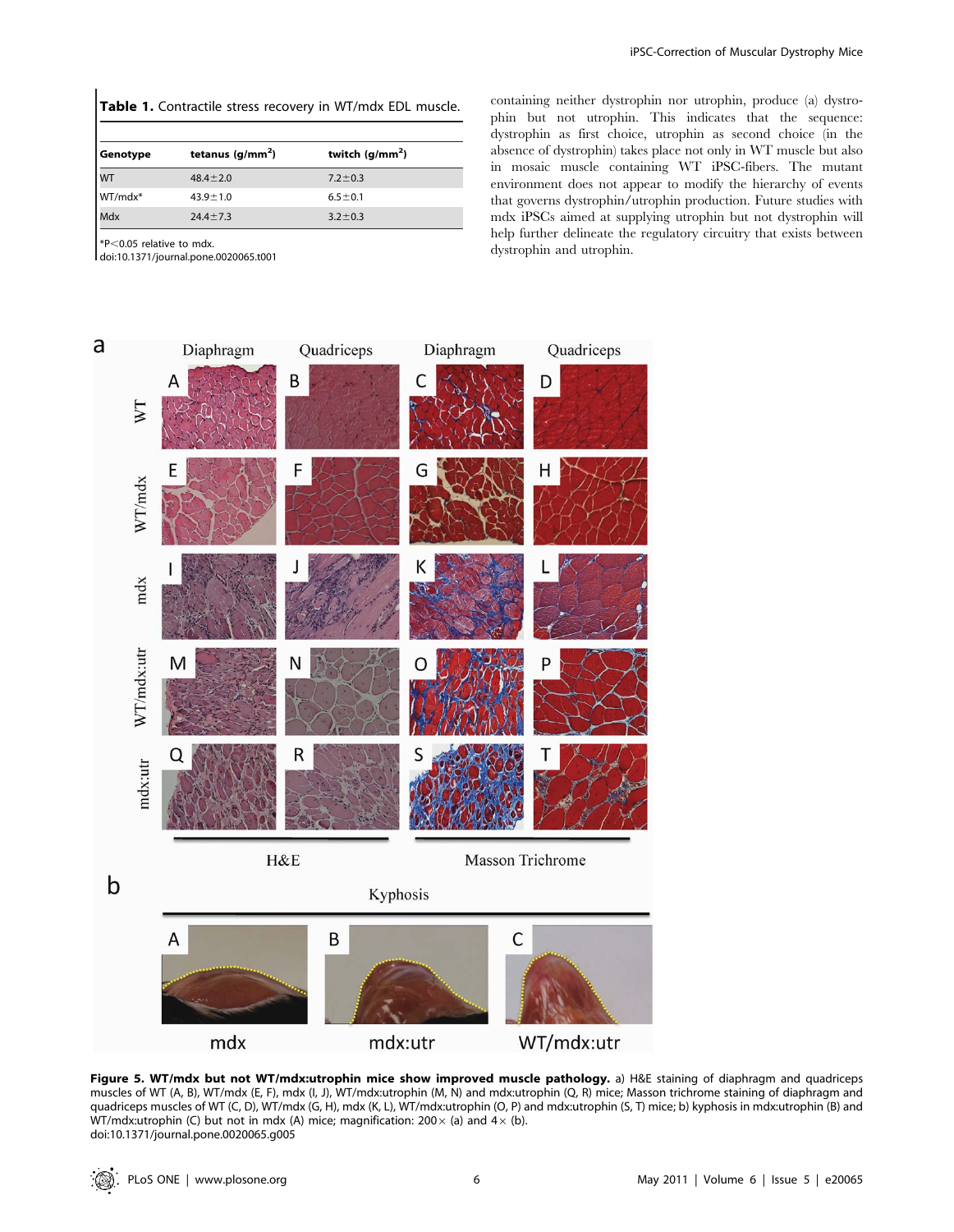**Table 1.** Contractile stress recovery in WT/mdx EDL muscle.

| Genotype | tetanus (g/mm$^2$) | twitch (g/mm$^2$) |
|---|---|---|
| WT | 48.4±2.0 | 7.2±0.3 |
| WT/mdx* | 43.9±1.0 | 6.5±0.1 |
| Mdx | 24.4±7.3 | 3.2±0.3 |

*P<0.05 relative to mdx.
doi:10.1371/journal.pone.0020065.t001

containing neither dystrophin nor utrophin, produce (a) dystrophin but not utrophin. This indicates that the sequence: dystrophin as first choice, utrophin as second choice (in the absence of dystrophin) takes place not only in WT muscle but also in mosaic muscle containing WT iPSC-fibers. The mutant environment does not appear to modify the hierarchy of events that governs dystrophin/utrophin production. Future studies with mdx iPSCs aimed at supplying utrophin but not dystrophin will help further delineate the regulatory circuitry that exists between dystrophin and utrophin.

**Figure 5. WT/mdx but not WT/mdx:utrophin mice show improved muscle pathology.** a) H&E staining of diaphragm and quadriceps muscles of WT (A, B), WT/mdx (E, F), mdx (I, J), WT/mdx:utrophin (M, N) and mdx:utrophin (Q, R) mice; Masson trichrome staining of diaphragm and quadriceps muscles of WT (C, D), WT/mdx (G, H), mdx (K, L), WT/mdx:utrophin (O, P) and mdx:utrophin (S, T) mice; b) kyphosis in mdx:utrophin (B) and WT/mdx:utrophin (C) but not in mdx (A) mice; magnification: 200× (a) and 4× (b).
doi:10.1371/journal.pone.0020065.g005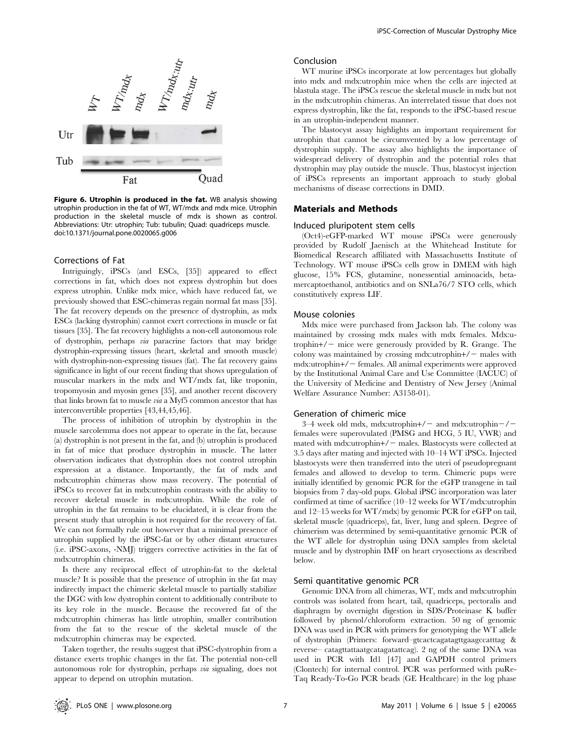**Figure 6. Utrophin is produced in the fat.** WB analysis showing utrophin production in the fat of WT, WT/mdx and mdx mice. Utrophin production in the skeletal muscle of mdx is shown as control. Abbreviations: Utr: utrophin; Tub: tubulin; Quad: quadriceps muscle. doi:10.1371/journal.pone.0020065.g006

### Corrections of Fat

Intriguingly, iPSCs (and ESCs, [35]) appeared to effect corrections in fat, which does not express dystrophin but does express utrophin. Unlike mdx mice, which have reduced fat, we previously showed that ESC-chimeras regain normal fat mass [35]. The fat recovery depends on the presence of dystrophin, as mdx ESCs (lacking dystrophin) cannot exert corrections in muscle or fat tissues [35]. The fat recovery highlights a non-cell autonomous role of dystrophin, perhaps *via* paracrine factors that may bridge dystrophin-expressing tissues (heart, skeletal and smooth muscle) with dystrophin-non-expressing tissues (fat). The fat recovery gains significance in light of our recent finding that shows upregulation of muscular markers in the mdx and WT/mdx fat, like troponin, tropomyosin and myosin genes [35], and another recent discovery that links brown fat to muscle *via* a Myf5 common ancestor that has interconvertible properties [43,44,45,46].

The process of inhibition of utrophin by dystrophin in the muscle sarcolemma does not appear to operate in the fat, because (a) dystrophin is not present in the fat, and (b) utrophin is produced in fat of mice that produce dystrophin in muscle. The latter observation indicates that dystrophin does not control utrophin expression at a distance. Importantly, the fat of mdx and mdx:utrophin chimeras show mass recovery. The potential of iPSCs to recover fat in mdx:utrophin contrasts with the ability to recover skeletal muscle in mdx:utrophin. While the role of utrophin in the fat remains to be elucidated, it is clear from the present study that utrophin is not required for the recovery of fat. We can not formally rule out however that a minimal presence of utrophin supplied by the iPSC-fat or by other distant structures (i.e. iPSC-axons, -NMJ) triggers corrective activities in the fat of mdx:utrophin chimeras.

Is there any reciprocal effect of utrophin-fat to the skeletal muscle? It is possible that the presence of utrophin in the fat may indirectly impact the chimeric skeletal muscle to partially stabilize the DGC with low dystrophin content to additionally contribute to its key role in the muscle. Because the recovered fat of the mdx:utrophin chimeras has little utrophin, smaller contribution from the fat to the rescue of the skeletal muscle of the mdx:utrophin chimeras may be expected.

Taken together, the results suggest that iPSC-dystrophin from a distance exerts trophic changes in the fat. The potential non-cell autonomous role for dystrophin, perhaps *via* signaling, does not appear to depend on utrophin mutation.

### Conclusion

WT murine iPSCs incorporate at low percentages but globally into mdx and mdx:utrophin mice when the cells are injected at blastula stage. The iPSCs rescue the skeletal muscle in mdx but not in the mdx:utrophin chimeras. An interrelated tissue that does not express dystrophin, like the fat, responds to the iPSC-based rescue in an utrophin-independent manner.

The blastocyst assay highlights an important requirement for utrophin that cannot be circumvented by a low percentage of dystrophin supply. The assay also highlights the importance of widespread delivery of dystrophin and the potential roles that dystrophin may play outside the muscle. Thus, blastocyst injection of iPSCs represents an important approach to study global mechanisms of disease corrections in DMD.

## Materials and Methods

### Induced pluripotent stem cells

(Oct4)-eGFP-marked WT mouse iPSCs were generously provided by Rudolf Jaenisch at the Whitehead Institute for Biomedical Research affiliated with Massachusetts Institute of Technology. WT mouse iPSCs cells grow in DMEM with high glucose, 15% FCS, glutamine, nonessential aminoacids, beta-mercaptoethanol, antibiotics and on SNLa76/7 STO cells, which constitutively express LIF.

### Mouse colonies

Mdx mice were purchased from Jackson lab. The colony was maintained by crossing mdx males with mdx females. Mdx:utrophin+/− mice were generously provided by R. Grange. The colony was maintained by crossing mdx:utrophin+/− males with mdx:utrophin+/− females. All animal experiments were approved by the Institutional Animal Care and Use Committee (IACUC) of the University of Medicine and Dentistry of New Jersey (Animal Welfare Assurance Number: A3158-01).

### Generation of chimeric mice

3–4 week old mdx, mdx:utrophin+/− and mdx:utrophin−/− females were superovulated (PMSG and HCG, 5 IU, VWR) and mated with mdx:utrophin+/− males. Blastocysts were collected at 3.5 days after mating and injected with 10–14 WT iPSCs. Injected blastocysts were then transferred into the uteri of pseudopregnant females and allowed to develop to term. Chimeric pups were initially identified by genomic PCR for the eGFP transgene in tail biopsies from 7 day-old pups. Global iPSC incorporation was later confirmed at time of sacrifice (10–12 weeks for WT/mdx:utrophin and 12–15 weeks for WT/mdx) by genomic PCR for eGFP on tail, skeletal muscle (quadriceps), fat, liver, lung and spleen. Degree of chimerism was determined by semi-quantitative genomic PCR of the WT allele for dystrophin using DNA samples from skeletal muscle and by dystrophin IMF on heart cryosections as described below.

### Semi quantitative genomic PCR

Genomic DNA from all chimeras, WT, mdx and mdx:utrophin controls was isolated from heart, tail, quadriceps, pectoralis and diaphragm by overnight digestion in SDS/Proteinase K buffer followed by phenol/chloroform extraction. 50 ng of genomic DNA was used in PCR with primers for genotyping the WT allele of dystrophin (Primers: forward–gtcactcagatagttgaagccatttag & reverse– catagttattaatgcatagatattcag). 2 ng of the same DNA was used in PCR with Id1 [47] and GAPDH control primers (Clontech) for internal control. PCR was performed with puReTaq Ready-To-Go PCR beads (GE Healthcare) in the log phase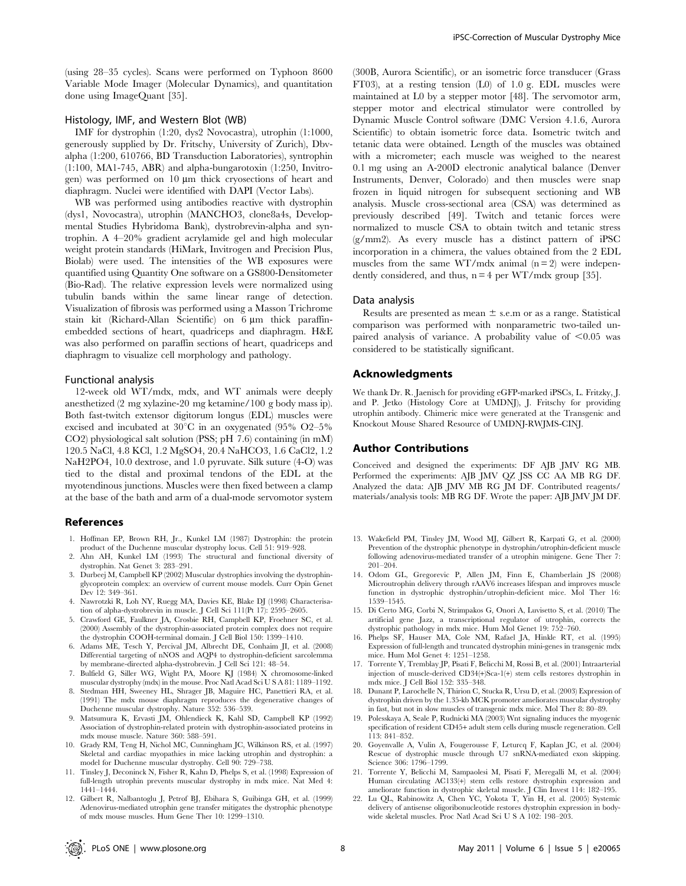(using 28–35 cycles). Scans were performed on Typhoon 8600 Variable Mode Imager (Molecular Dynamics), and quantitation done using ImageQuant [35].

### Histology, IMF, and Western Blot (WB)

IMF for dystrophin (1:20, dys2 Novocastra), utrophin (1:1000, generously supplied by Dr. Fritschy, University of Zurich), Dbv-alpha (1:200, 610766, BD Transduction Laboratories), syntrophin (1:100, MA1-745, ABR) and alpha-bungarotoxin (1:250, Invitrogen) was performed on 10 µm thick cryosections of heart and diaphragm. Nuclei were identified with DAPI (Vector Labs).

WB was performed using antibodies reactive with dystrophin (dys1, Novocastra), utrophin (MANCHO3, clone8a4s, Developmental Studies Hybridoma Bank), dystrobrevin-alpha and syntrophin. A 4–20% gradient acrylamide gel and high molecular weight protein standards (HiMark, Invitrogen and Precision Plus, Biolab) were used. The intensities of the WB exposures were quantified using Quantity One software on a GS800-Densitometer (Bio-Rad). The relative expression levels were normalized using tubulin bands within the same linear range of detection. Visualization of fibrosis was performed using a Masson Trichrome stain kit (Richard-Allan Scientific) on 6 µm thick paraffin-embedded sections of heart, quadriceps and diaphragm. H&E was also performed on paraffin sections of heart, quadriceps and diaphragm to visualize cell morphology and pathology.

### Functional analysis

12-week old WT/mdx, mdx, and WT animals were deeply anesthetized (2 mg xylazine-20 mg ketamine/100 g body mass ip). Both fast-twitch extensor digitorum longus (EDL) muscles were excised and incubated at 30°C in an oxygenated (95% $O_2$–5% $CO_2$) physiological salt solution (PSS; pH 7.6) containing (in mM) 120.5 NaCl, 4.8 KCl, 1.2 $MgSO_4$, 20.4 $NaHCO_3$, 1.6 $CaCl_2$, 1.2 $NaH_2PO_4$, 10.0 dextrose, and 1.0 pyruvate. Silk suture (4-O) was tied to the distal and proximal tendons of the EDL at the myotendinous junctions. Muscles were then fixed between a clamp at the base of the bath and arm of a dual-mode servomotor system (300B, Aurora Scientific), or an isometric force transducer (Grass FT03), at a resting tension (L0) of 1.0 g. EDL muscles were maintained at L0 by a stepper motor [48]. The servomotor arm, stepper motor and electrical stimulator were controlled by Dynamic Muscle Control software (DMC Version 4.1.6, Aurora Scientific) to obtain isometric force data. Isometric twitch and tetanic data were obtained. Length of the muscles was obtained with a micrometer; each muscle was weighed to the nearest 0.1 mg using an A-200D electronic analytical balance (Denver Instruments, Denver, Colorado) and then muscles were snap frozen in liquid nitrogen for subsequent sectioning and WB analysis. Muscle cross-sectional area (CSA) was determined as previously described [49]. Twitch and tetanic forces were normalized to muscle CSA to obtain twitch and tetanic stress ($g/mm^2$). As every muscle has a distinct pattern of iPSC incorporation in a chimera, the values obtained from the 2 EDL muscles from the same WT/mdx animal ($n = 2$) were independently considered, and thus, $n = 4$ per WT/mdx group [35].

### Data analysis

Results are presented as mean ± s.e.m or as a range. Statistical comparison was performed with nonparametric two-tailed unpaired analysis of variance. A probability value of $<0.05$ was considered to be statistically significant.

## Acknowledgments

We thank Dr. R. Jaenisch for providing eGFP-marked iPSCs, L. Fritzky, J. and P. Jetko (Histology Core at UMDNJ), J. Fritschy for providing utrophin antibody. Chimeric mice were generated at the Transgenic and Knockout Mouse Shared Resource of UMDNJ-RWJMS-CINJ.

## Author Contributions

Conceived and designed the experiments: DF AJB JMV RG MB. Performed the experiments: AJB JMV QZ JSS CC AA MB RG DF. Analyzed the data: AJB JMV MB RG JM DF. Contributed reagents/materials/analysis tools: MB RG DF. Wrote the paper: AJB JMV JM DF.

## References

1. Hoffman EP, Brown RH, Jr., Kunkel LM (1987) Dystrophin: the protein product of the Duchenne muscular dystrophy locus. Cell 51: 919–928.
2. Ahn AH, Kunkel LM (1993) The structural and functional diversity of dystrophin. Nat Genet 3: 283–291.
3. Durbeej M, Campbell KP (2002) Muscular dystrophies involving the dystrophin-glycoprotein complex: an overview of current mouse models. Curr Opin Genet Dev 12: 349–361.
4. Nawrotzki R, Loh NY, Ruegg MA, Davies KE, Blake DJ (1998) Characterisation of alpha-dystrobrevin in muscle. J Cell Sci 111(Pt 17): 2595–2605.
5. Crawford GE, Faulkner JA, Crosbie RH, Campbell KP, Froehner SC, et al. (2000) Assembly of the dystrophin-associated protein complex does not require the dystrophin COOH-terminal domain. J Cell Biol 150: 1399–1410.
6. Adams ME, Tesch Y, Percival JM, Albrecht DE, Conhaim JI, et al. (2008) Differential targeting of nNOS and AQP4 to dystrophin-deficient sarcolemma by membrane-directed alpha-dystrobrevin. J Cell Sci 121: 48–54.
7. Bulfield G, Siller WG, Wight PA, Moore KJ (1984) X chromosome-linked muscular dystrophy (mdx) in the mouse. Proc Natl Acad Sci U S A 81: 1189–1192.
8. Stedman HH, Sweeney HL, Shrager JB, Maguire HC, Panettieri RA, et al. (1991) The mdx mouse diaphragm reproduces the degenerative changes of Duchenne muscular dystrophy. Nature 352: 536–539.
9. Matsumura K, Ervasti JM, Ohlendieck K, Kahl SD, Campbell KP (1992) Association of dystrophin-related protein with dystrophin-associated proteins in mdx mouse muscle. Nature 360: 588–591.
10. Grady RM, Teng H, Nichol MC, Cunningham JC, Wilkinson RS, et al. (1997) Skeletal and cardiac myopathies in mice lacking utrophin and dystrophin: a model for Duchenne muscular dystrophy. Cell 90: 729–738.
11. Tinsley J, Deconinck N, Fisher R, Kahn D, Phelps S, et al. (1998) Expression of full-length utrophin prevents muscular dystrophy in mdx mice. Nat Med 4: 1441–1444.
12. Gilbert R, Nalbantoglu J, Petrof BJ, Ebihara S, Guibinga GH, et al. (1999) Adenovirus-mediated utrophin gene transfer mitigates the dystrophic phenotype of mdx mouse muscles. Hum Gene Ther 10: 1299–1310.
13. Wakefield PM, Tinsley JM, Wood MJ, Gilbert R, Karpati G, et al. (2000) Prevention of the dystrophic phenotype in dystrophin/utrophin-deficient muscle following adenovirus-mediated transfer of a utrophin minigene. Gene Ther 7: 201–204.
14. Odom GL, Gregorevic P, Allen JM, Finn E, Chamberlain JS (2008) Microutrophin delivery through rAAV6 increases lifespan and improves muscle function in dystrophic dystrophin/utrophin-deficient mice. Mol Ther 16: 1539–1545.
15. Di Certo MG, Corbi N, Strimpakos G, Onori A, Luvisetto S, et al. (2010) The artificial gene Jazz, a transcriptional regulator of utrophin, corrects the dystrophic pathology in mdx mice. Hum Mol Genet 19: 752–760.
16. Phelps SF, Hauser MA, Cole NM, Rafael JA, Hinkle RT, et al. (1995) Expression of full-length and truncated dystrophin mini-genes in transgenic mdx mice. Hum Mol Genet 4: 1251–1258.
17. Torrente Y, Tremblay JP, Pisati F, Belicchi M, Rossi B, et al. (2001) Intraarterial injection of muscle-derived CD34(+)Sca-1(+) stem cells restores dystrophin in mdx mice. J Cell Biol 152: 335–348.
18. Dunant P, Larochelle N, Thirion C, Stucka R, Ursu D, et al. (2003) Expression of dystrophin driven by the 1.35-kb MCK promoter ameliorates muscular dystrophy in fast, but not in slow muscles of transgenic mdx mice. Mol Ther 8: 80–89.
19. Polesskaya A, Seale P, Rudnicki MA (2003) Wnt signaling induces the myogenic specification of resident CD45+ adult stem cells during muscle regeneration. Cell 113: 841–852.
20. Goyenvalle A, Vulin A, Fougerousse F, Leturcq F, Kaplan JC, et al. (2004) Rescue of dystrophic muscle through U7 snRNA-mediated exon skipping. Science 306: 1796–1799.
21. Torrente Y, Belicchi M, Sampaolesi M, Pisati F, Meregalli M, et al. (2004) Human circulating AC133(+) stem cells restore dystrophin expression and ameliorate function in dystrophic skeletal muscle. J Clin Invest 114: 182–195.
22. Lu QL, Rabinowitz A, Chen YC, Yokota T, Yin H, et al. (2005) Systemic delivery of antisense oligoribonucleotide restores dystrophin expression in body-wide skeletal muscles. Proc Natl Acad Sci U S A 102: 198–203.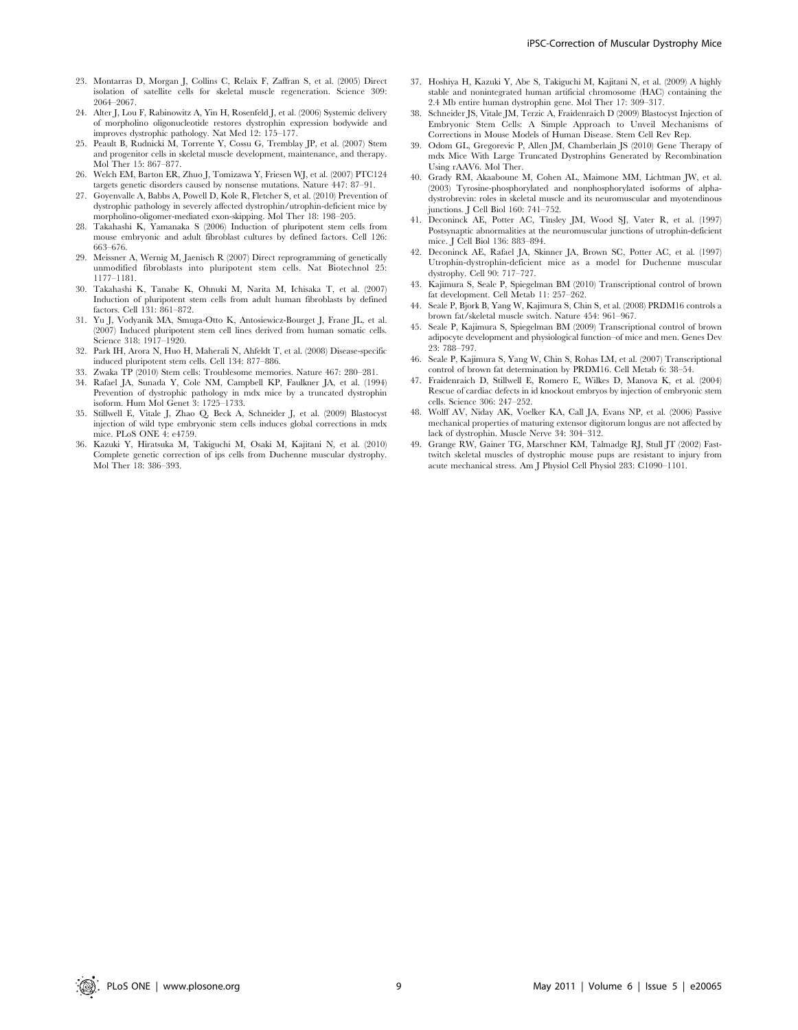23. Montarras D, Morgan J, Collins C, Relaix F, Zaffran S, et al. (2005) Direct isolation of satellite cells for skeletal muscle regeneration. Science 309: 2064–2067.
24. Alter J, Lou F, Rabinowitz A, Yin H, Rosenfeld J, et al. (2006) Systemic delivery of morpholino oligonucleotide restores dystrophin expression bodywide and improves dystrophic pathology. Nat Med 12: 175–177.
25. Peault B, Rudnicki M, Torrente Y, Cossu G, Tremblay JP, et al. (2007) Stem and progenitor cells in skeletal muscle development, maintenance, and therapy. Mol Ther 15: 867–877.
26. Welch EM, Barton ER, Zhuo J, Tomizawa Y, Friesen WJ, et al. (2007) PTC124 targets genetic disorders caused by nonsense mutations. Nature 447: 87–91.
27. Goyenvalle A, Babbs A, Powell D, Kole R, Fletcher S, et al. (2010) Prevention of dystrophic pathology in severely affected dystrophin/utrophin-deficient mice by morpholino-oligomer-mediated exon-skipping. Mol Ther 18: 198–205.
28. Takahashi K, Yamanaka S (2006) Induction of pluripotent stem cells from mouse embryonic and adult fibroblast cultures by defined factors. Cell 126: 663–676.
29. Meissner A, Wernig M, Jaenisch R (2007) Direct reprogramming of genetically unmodified fibroblasts into pluripotent stem cells. Nat Biotechnol 25: 1177–1181.
30. Takahashi K, Tanabe K, Ohnuki M, Narita M, Ichisaka T, et al. (2007) Induction of pluripotent stem cells from adult human fibroblasts by defined factors. Cell 131: 861–872.
31. Yu J, Vodyanik MA, Smuga-Otto K, Antosiewicz-Bourget J, Frane JL, et al. (2007) Induced pluripotent stem cell lines derived from human somatic cells. Science 318: 1917–1920.
32. Park IH, Arora N, Huo H, Maherali N, Ahfeldt T, et al. (2008) Disease-specific induced pluripotent stem cells. Cell 134: 877–886.
33. Zwaka TP (2010) Stem cells: Troublesome memories. Nature 467: 280–281.
34. Rafael JA, Sunada Y, Cole NM, Campbell KP, Faulkner JA, et al. (1994) Prevention of dystrophic pathology in mdx mice by a truncated dystrophin isoform. Hum Mol Genet 3: 1725–1733.
35. Stillwell E, Vitale J, Zhao Q, Beck A, Schneider J, et al. (2009) Blastocyst injection of wild type embryonic stem cells induces global corrections in mdx mice. PLoS ONE 4: e4759.
36. Kazuki Y, Hiratsuka M, Takiguchi M, Osaki M, Kajitani N, et al. (2010) Complete genetic correction of ips cells from Duchenne muscular dystrophy. Mol Ther 18: 386–393.
37. Hoshiya H, Kazuki Y, Abe S, Takiguchi M, Kajitani N, et al. (2009) A highly stable and nonintegrated human artificial chromosome (HAC) containing the 2.4 Mb entire human dystrophin gene. Mol Ther 17: 309–317.
38. Schneider JS, Vitale JM, Terzic A, Fraidenraich D (2009) Blastocyst Injection of Embryonic Stem Cells: A Simple Approach to Unveil Mechanisms of Corrections in Mouse Models of Human Disease. Stem Cell Rev Rep.
39. Odom GL, Gregorevic P, Allen JM, Chamberlain JS (2010) Gene Therapy of mdx Mice With Large Truncated Dystrophins Generated by Recombination Using rAAV6. Mol Ther.
40. Grady RM, Akaaboune M, Cohen AL, Maimone MM, Lichtman JW, et al. (2003) Tyrosine-phosphorylated and nonphosphorylated isoforms of alpha-dystrobrevin: roles in skeletal muscle and its neuromuscular and myotendinous junctions. J Cell Biol 160: 741–752.
41. Deconinck AE, Potter AC, Tinsley JM, Wood SJ, Vater R, et al. (1997) Postsynaptic abnormalities at the neuromuscular junctions of utrophin-deficient mice. J Cell Biol 136: 883–894.
42. Deconinck AE, Rafael JA, Skinner JA, Brown SC, Potter AC, et al. (1997) Utrophin-dystrophin-deficient mice as a model for Duchenne muscular dystrophy. Cell 90: 717–727.
43. Kajimura S, Seale P, Spiegelman BM (2010) Transcriptional control of brown fat development. Cell Metab 11: 257–262.
44. Seale P, Bjork B, Yang W, Kajimura S, Chin S, et al. (2008) PRDM16 controls a brown fat/skeletal muscle switch. Nature 454: 961–967.
45. Seale P, Kajimura S, Spiegelman BM (2009) Transcriptional control of brown adipocyte development and physiological function–of mice and men. Genes Dev 23: 788–797.
46. Seale P, Kajimura S, Yang W, Chin S, Rohas LM, et al. (2007) Transcriptional control of brown fat determination by PRDM16. Cell Metab 6: 38–54.
47. Fraidenraich D, Stillwell E, Romero E, Wilkes D, Manova K, et al. (2004) Rescue of cardiac defects in id knockout embryos by injection of embryonic stem cells. Science 306: 247–252.
48. Wolff AV, Niday AK, Voelker KA, Call JA, Evans NP, et al. (2006) Passive mechanical properties of maturing extensor digitorum longus are not affected by lack of dystrophin. Muscle Nerve 34: 304–312.
49. Grange RW, Gainer TG, Marschner KM, Talmadge RJ, Stull JT (2002) Fast-twitch skeletal muscles of dystrophic mouse pups are resistant to injury from acute mechanical stress. Am J Physiol Cell Physiol 283: C1090–1101.